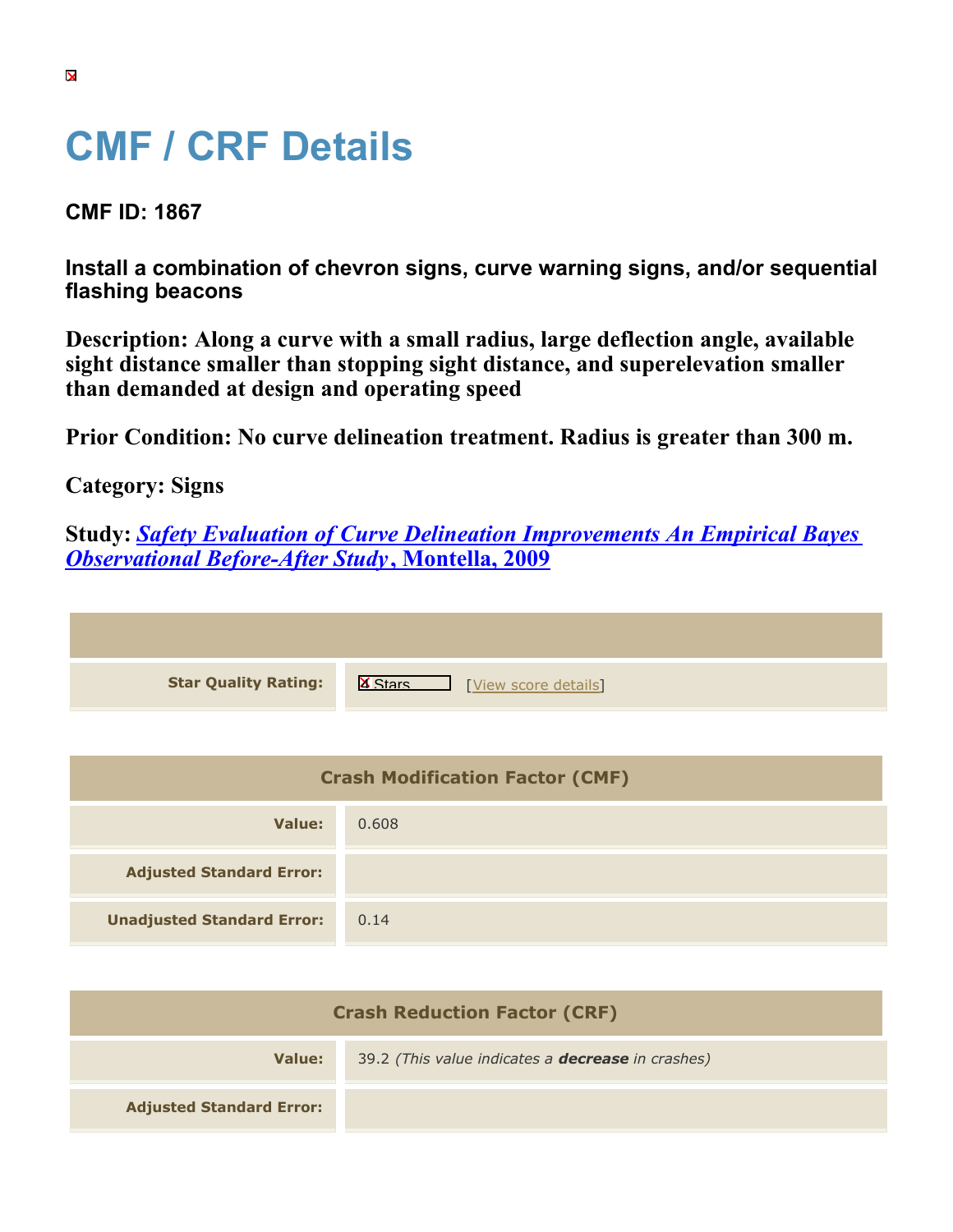# CMF / CRF Details

**CMF ID: 1867**

**Install a combination of chevron signs, curve warning signs, and/or sequential flashing beacons**

**Description: Along a curve with a small radius, large deflection angle, available sight distance smaller than stopping sight distance, and superelevation smaller than demanded at design and operating speed**

**Prior Condition: No curve delineation treatment. Radius is greater than 300 m.**

**Category: Signs**

**Study:** ***Safety Evaluation of Curve Delineation Improvements An Empirical Bayes Observational Before-After Study*, Montella, 2009**

| | |
|---|---|
| **Star Quality Rating:** | 4 Stars [View score details] |

| Crash Modification Factor (CMF) | |
|---|---|
| **Value:** | 0.608 |
| **Adjusted Standard Error:** | |
| **Unadjusted Standard Error:** | 0.14 |

| Crash Reduction Factor (CRF) | |
|---|---|
| **Value:** | 39.2 *(This value indicates a **decrease** in crashes)* |
| **Adjusted Standard Error:** | |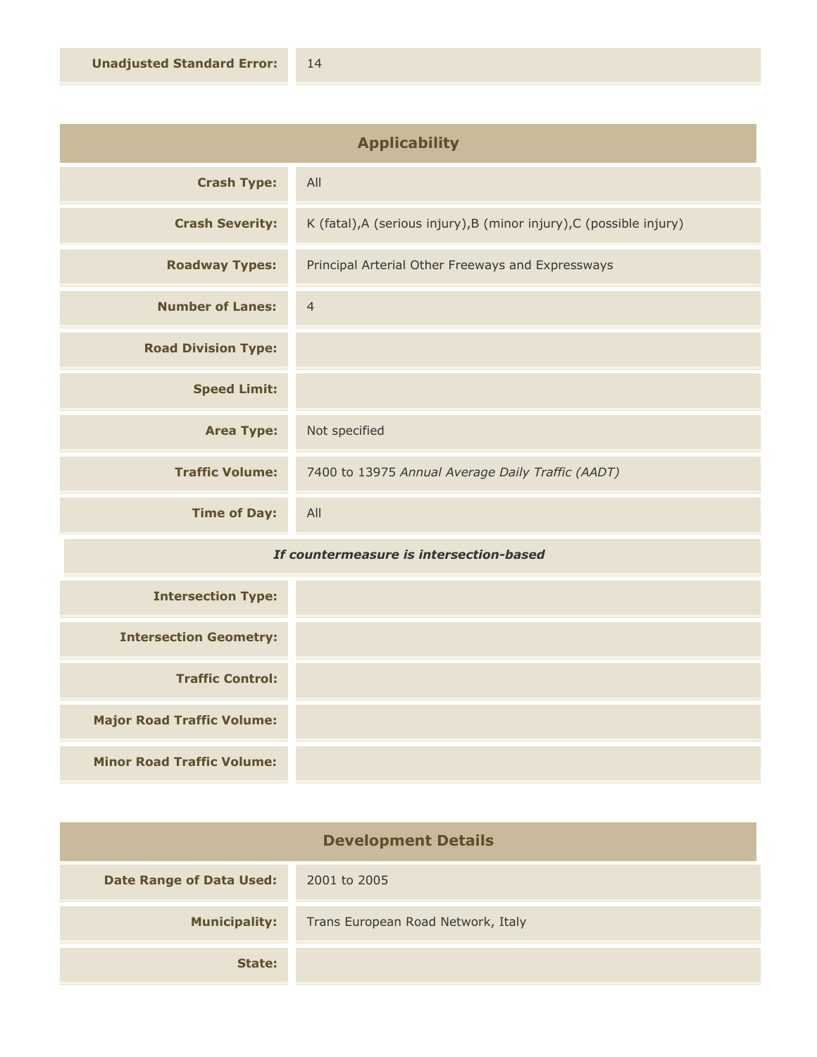| | |
|---|---|
| **Unadjusted Standard Error:** | 14 |

| Applicability | |
|---|---|
| **Crash Type:** | All |
| **Crash Severity:** | K (fatal),A (serious injury),B (minor injury),C (possible injury) |
| **Roadway Types:** | Principal Arterial Other Freeways and Expressways |
| **Number of Lanes:** | 4 |
| **Road Division Type:** | |
| **Speed Limit:** | |
| **Area Type:** | Not specified |
| **Traffic Volume:** | 7400 to 13975 *Annual Average Daily Traffic (AADT)* |
| **Time of Day:** | All |
| ***If countermeasure is intersection-based*** | |
| **Intersection Type:** | |
| **Intersection Geometry:** | |
| **Traffic Control:** | |
| **Major Road Traffic Volume:** | |
| **Minor Road Traffic Volume:** | |

| Development Details | |
|---|---|
| **Date Range of Data Used:** | 2001 to 2005 |
| **Municipality:** | Trans European Road Network, Italy |
| **State:** | |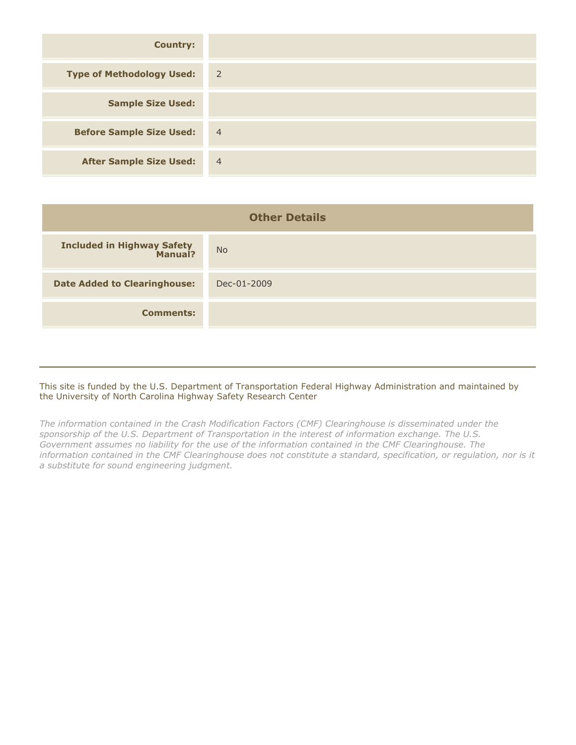| | |
|---|---|
| **Country:** | |
| **Type of Methodology Used:** | 2 |
| **Sample Size Used:** | |
| **Before Sample Size Used:** | 4 |
| **After Sample Size Used:** | 4 |

## Other Details

| | |
|---|---|
| **Included in Highway Safety Manual?** | No |
| **Date Added to Clearinghouse:** | Dec-01-2009 |
| **Comments:** | |

---

This site is funded by the U.S. Department of Transportation Federal Highway Administration and maintained by the University of North Carolina Highway Safety Research Center

*The information contained in the Crash Modification Factors (CMF) Clearinghouse is disseminated under the sponsorship of the U.S. Department of Transportation in the interest of information exchange. The U.S. Government assumes no liability for the use of the information contained in the CMF Clearinghouse. The information contained in the CMF Clearinghouse does not constitute a standard, specification, or regulation, nor is it a substitute for sound engineering judgment.*